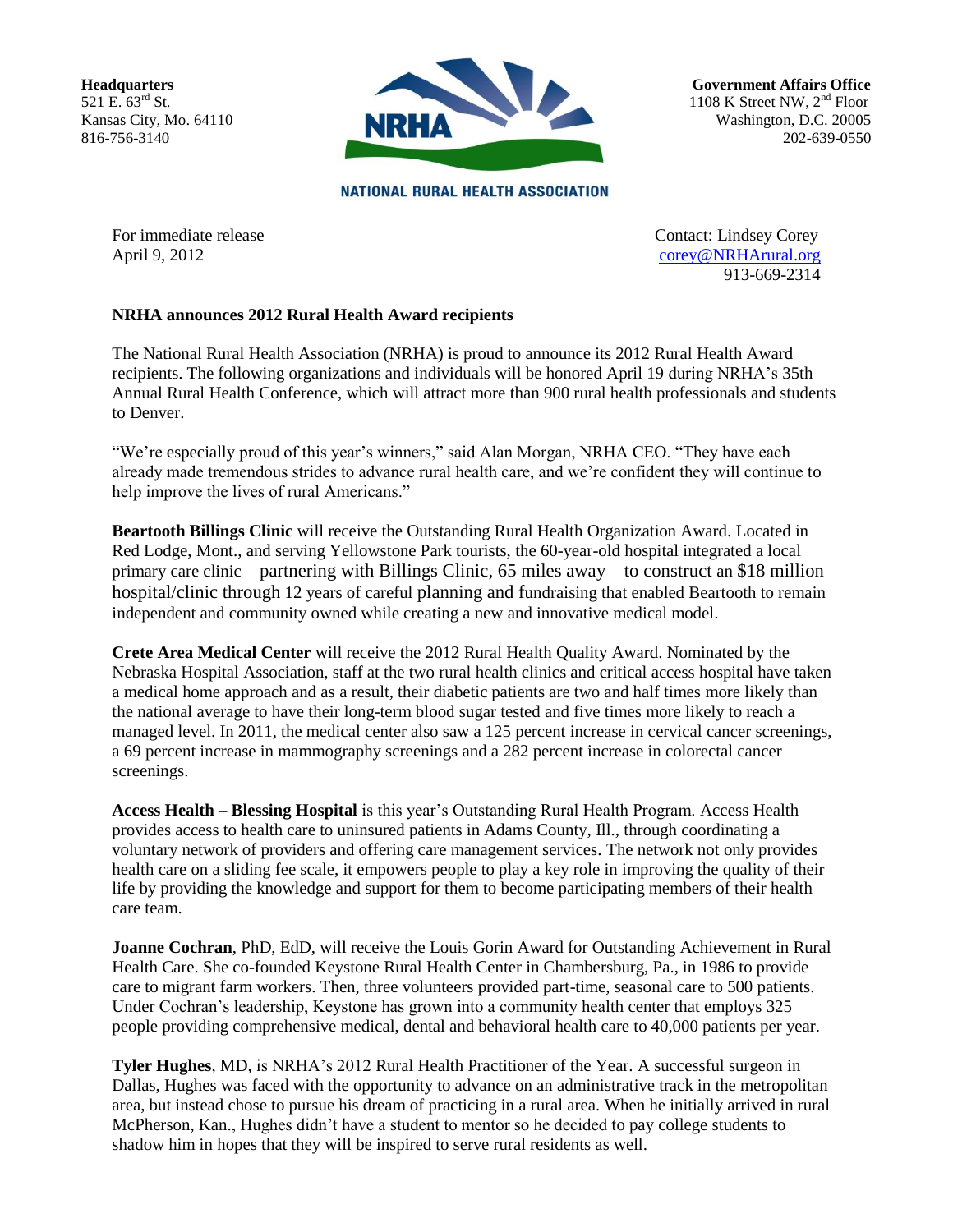**Headquarters**
521 E. 63rd St.
Kansas City, Mo. 64110
816-756-3140

NATIONAL RURAL HEALTH ASSOCIATION

**Government Affairs Office**
1108 K Street NW, 2nd Floor
Washington, D.C. 20005
202-639-0550

For immediate release
April 9, 2012

Contact: Lindsey Corey
corey@NRHArural.org
913-669-2314

**NRHA announces 2012 Rural Health Award recipients**

The National Rural Health Association (NRHA) is proud to announce its 2012 Rural Health Award recipients. The following organizations and individuals will be honored April 19 during NRHA's 35th Annual Rural Health Conference, which will attract more than 900 rural health professionals and students to Denver.

"We're especially proud of this year's winners," said Alan Morgan, NRHA CEO. "They have each already made tremendous strides to advance rural health care, and we're confident they will continue to help improve the lives of rural Americans."

**Beartooth Billings Clinic** will receive the Outstanding Rural Health Organization Award. Located in Red Lodge, Mont., and serving Yellowstone Park tourists, the 60-year-old hospital integrated a local primary care clinic – partnering with Billings Clinic, 65 miles away – to construct an $18 million hospital/clinic through 12 years of careful planning and fundraising that enabled Beartooth to remain independent and community owned while creating a new and innovative medical model.

**Crete Area Medical Center** will receive the 2012 Rural Health Quality Award. Nominated by the Nebraska Hospital Association, staff at the two rural health clinics and critical access hospital have taken a medical home approach and as a result, their diabetic patients are two and half times more likely than the national average to have their long-term blood sugar tested and five times more likely to reach a managed level. In 2011, the medical center also saw a 125 percent increase in cervical cancer screenings, a 69 percent increase in mammography screenings and a 282 percent increase in colorectal cancer screenings.

**Access Health – Blessing Hospital** is this year's Outstanding Rural Health Program. Access Health provides access to health care to uninsured patients in Adams County, Ill., through coordinating a voluntary network of providers and offering care management services. The network not only provides health care on a sliding fee scale, it empowers people to play a key role in improving the quality of their life by providing the knowledge and support for them to become participating members of their health care team.

**Joanne Cochran**, PhD, EdD, will receive the Louis Gorin Award for Outstanding Achievement in Rural Health Care. She co-founded Keystone Rural Health Center in Chambersburg, Pa., in 1986 to provide care to migrant farm workers. Then, three volunteers provided part-time, seasonal care to 500 patients. Under Cochran's leadership, Keystone has grown into a community health center that employs 325 people providing comprehensive medical, dental and behavioral health care to 40,000 patients per year.

**Tyler Hughes**, MD, is NRHA's 2012 Rural Health Practitioner of the Year. A successful surgeon in Dallas, Hughes was faced with the opportunity to advance on an administrative track in the metropolitan area, but instead chose to pursue his dream of practicing in a rural area. When he initially arrived in rural McPherson, Kan., Hughes didn't have a student to mentor so he decided to pay college students to shadow him in hopes that they will be inspired to serve rural residents as well.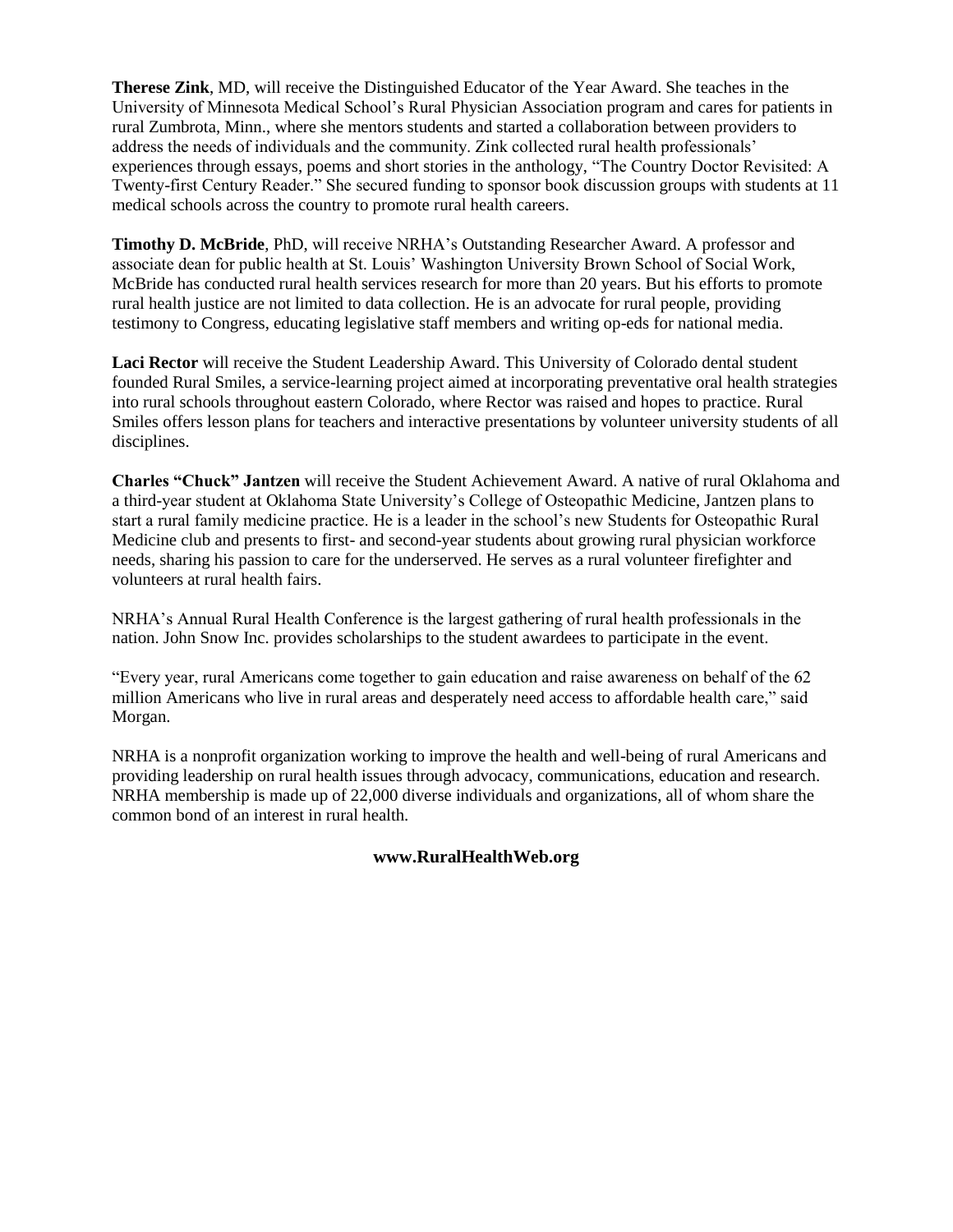**Therese Zink**, MD, will receive the Distinguished Educator of the Year Award. She teaches in the University of Minnesota Medical School's Rural Physician Association program and cares for patients in rural Zumbrota, Minn., where she mentors students and started a collaboration between providers to address the needs of individuals and the community. Zink collected rural health professionals' experiences through essays, poems and short stories in the anthology, "The Country Doctor Revisited: A Twenty-first Century Reader." She secured funding to sponsor book discussion groups with students at 11 medical schools across the country to promote rural health careers.

**Timothy D. McBride**, PhD, will receive NRHA's Outstanding Researcher Award. A professor and associate dean for public health at St. Louis' Washington University Brown School of Social Work, McBride has conducted rural health services research for more than 20 years. But his efforts to promote rural health justice are not limited to data collection. He is an advocate for rural people, providing testimony to Congress, educating legislative staff members and writing op-eds for national media.

**Laci Rector** will receive the Student Leadership Award. This University of Colorado dental student founded Rural Smiles, a service-learning project aimed at incorporating preventative oral health strategies into rural schools throughout eastern Colorado, where Rector was raised and hopes to practice. Rural Smiles offers lesson plans for teachers and interactive presentations by volunteer university students of all disciplines.

**Charles "Chuck" Jantzen** will receive the Student Achievement Award. A native of rural Oklahoma and a third-year student at Oklahoma State University's College of Osteopathic Medicine, Jantzen plans to start a rural family medicine practice. He is a leader in the school's new Students for Osteopathic Rural Medicine club and presents to first- and second-year students about growing rural physician workforce needs, sharing his passion to care for the underserved. He serves as a rural volunteer firefighter and volunteers at rural health fairs.

NRHA's Annual Rural Health Conference is the largest gathering of rural health professionals in the nation. John Snow Inc. provides scholarships to the student awardees to participate in the event.

"Every year, rural Americans come together to gain education and raise awareness on behalf of the 62 million Americans who live in rural areas and desperately need access to affordable health care," said Morgan.

NRHA is a nonprofit organization working to improve the health and well-being of rural Americans and providing leadership on rural health issues through advocacy, communications, education and research. NRHA membership is made up of 22,000 diverse individuals and organizations, all of whom share the common bond of an interest in rural health.

**www.RuralHealthWeb.org**